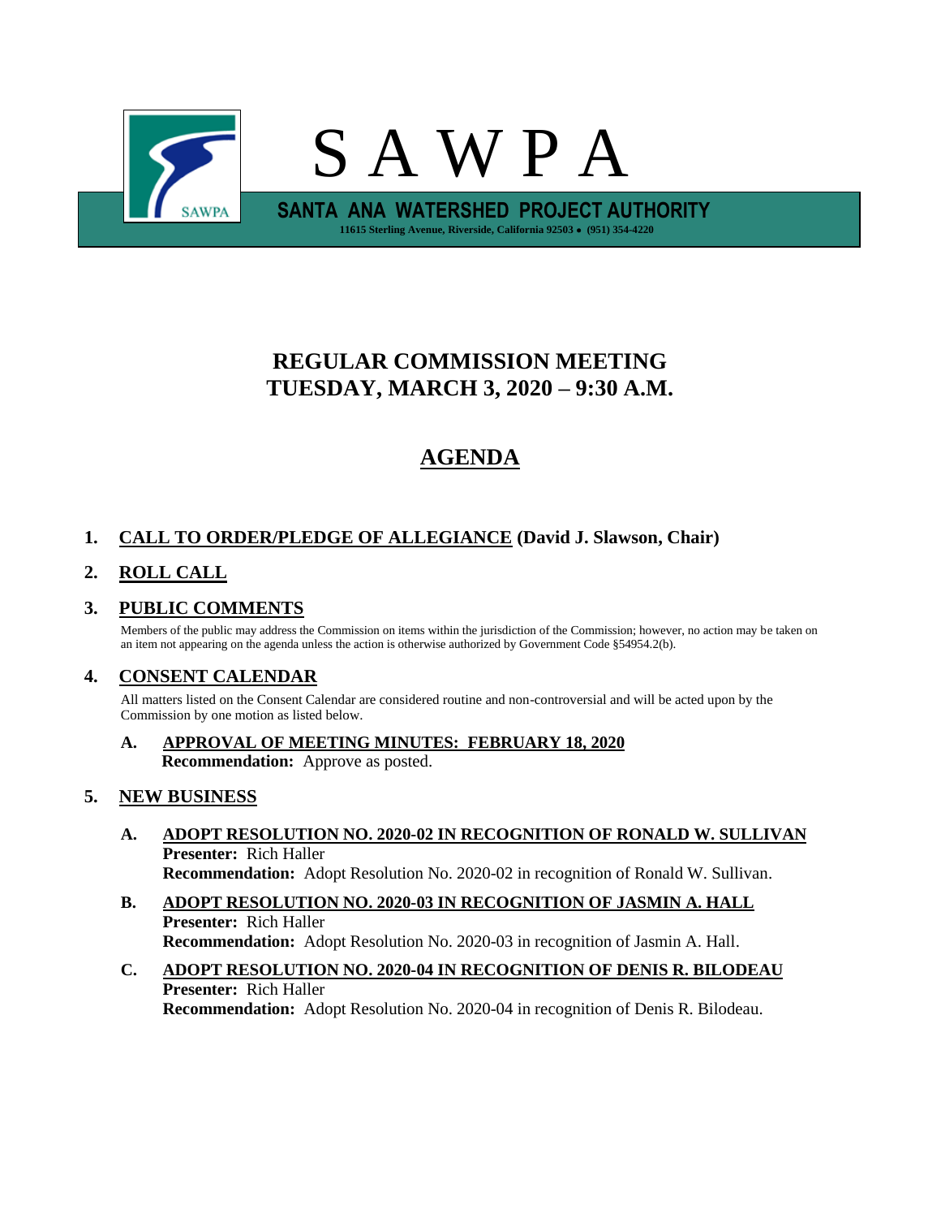# S A W P A

**SANTA ANA WATERSHED PROJECT AUTHORITY**

**11615 Sterling Avenue, Riverside, California 92503 • (951) 354-4220**

## REGULAR COMMISSION MEETING
## TUESDAY, MARCH 3, 2020 – 9:30 A.M.

## AGENDA

**1. CALL TO ORDER/PLEDGE OF ALLEGIANCE (David J. Slawson, Chair)**

**2. ROLL CALL**

**3. PUBLIC COMMENTS**

Members of the public may address the Commission on items within the jurisdiction of the Commission; however, no action may be taken on an item not appearing on the agenda unless the action is otherwise authorized by Government Code §54954.2(b).

**4. CONSENT CALENDAR**

All matters listed on the Consent Calendar are considered routine and non-controversial and will be acted upon by the Commission by one motion as listed below.

**A. APPROVAL OF MEETING MINUTES: FEBRUARY 18, 2020**
**Recommendation:** Approve as posted.

**5. NEW BUSINESS**

**A. ADOPT RESOLUTION NO. 2020-02 IN RECOGNITION OF RONALD W. SULLIVAN**
**Presenter:** Rich Haller
**Recommendation:** Adopt Resolution No. 2020-02 in recognition of Ronald W. Sullivan.

**B. ADOPT RESOLUTION NO. 2020-03 IN RECOGNITION OF JASMIN A. HALL**
**Presenter:** Rich Haller
**Recommendation:** Adopt Resolution No. 2020-03 in recognition of Jasmin A. Hall.

**C. ADOPT RESOLUTION NO. 2020-04 IN RECOGNITION OF DENIS R. BILODEAU**
**Presenter:** Rich Haller
**Recommendation:** Adopt Resolution No. 2020-04 in recognition of Denis R. Bilodeau.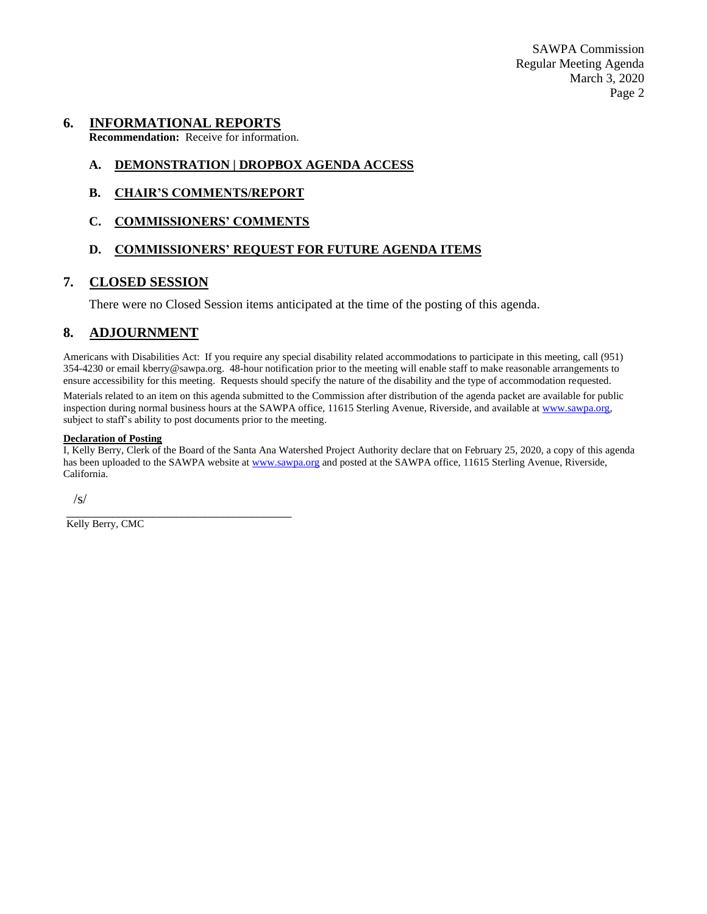## 6. INFORMATIONAL REPORTS

**Recommendation:** Receive for information.

### A. DEMONSTRATION | DROPBOX AGENDA ACCESS

### B. CHAIR'S COMMENTS/REPORT

### C. COMMISSIONERS' COMMENTS

### D. COMMISSIONERS' REQUEST FOR FUTURE AGENDA ITEMS

## 7. CLOSED SESSION

There were no Closed Session items anticipated at the time of the posting of this agenda.

## 8. ADJOURNMENT

Americans with Disabilities Act: If you require any special disability related accommodations to participate in this meeting, call (951) 354-4230 or email kberry@sawpa.org. 48-hour notification prior to the meeting will enable staff to make reasonable arrangements to ensure accessibility for this meeting. Requests should specify the nature of the disability and the type of accommodation requested.

Materials related to an item on this agenda submitted to the Commission after distribution of the agenda packet are available for public inspection during normal business hours at the SAWPA office, 11615 Sterling Avenue, Riverside, and available at www.sawpa.org, subject to staff's ability to post documents prior to the meeting.

**Declaration of Posting**

I, Kelly Berry, Clerk of the Board of the Santa Ana Watershed Project Authority declare that on February 25, 2020, a copy of this agenda has been uploaded to the SAWPA website at www.sawpa.org and posted at the SAWPA office, 11615 Sterling Avenue, Riverside, California.

/s/

_________________________________________

Kelly Berry, CMC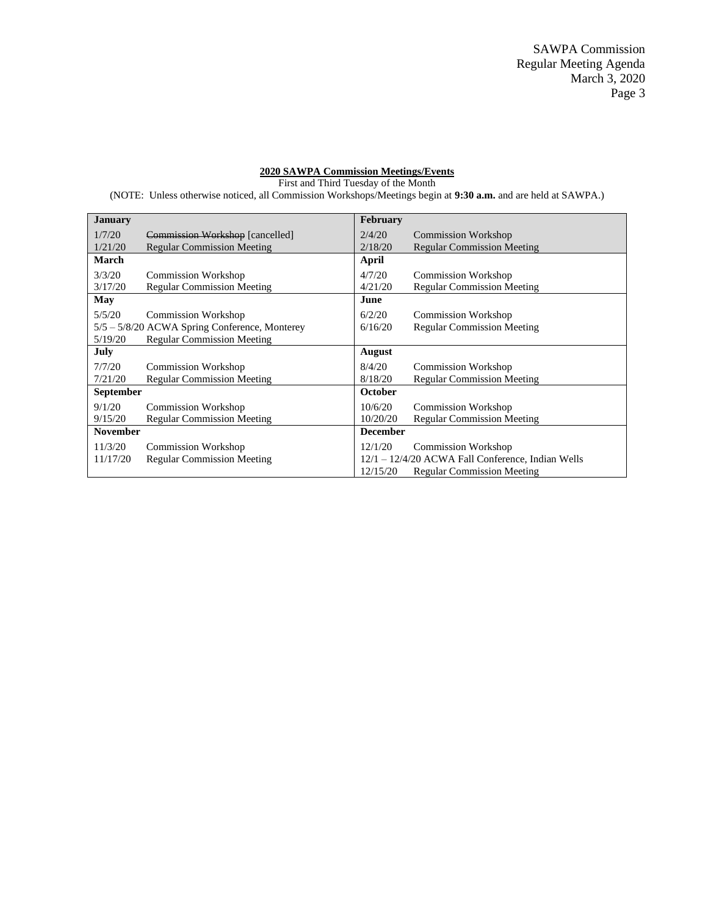**2020 SAWPA Commission Meetings/Events**

First and Third Tuesday of the Month

(NOTE: Unless otherwise noticed, all Commission Workshops/Meetings begin at **9:30 a.m.** and are held at SAWPA.)

| **January** | **February** |
|---|---|
| 1/7/20 ~~Commission Workshop~~ [cancelled]<br>1/21/20 Regular Commission Meeting | 2/4/20 Commission Workshop<br>2/18/20 Regular Commission Meeting |
| **March** | **April** |
| 3/3/20 Commission Workshop<br>3/17/20 Regular Commission Meeting | 4/7/20 Commission Workshop<br>4/21/20 Regular Commission Meeting |
| **May** | **June** |
| 5/5/20 Commission Workshop<br>5/5 – 5/8/20 ACWA Spring Conference, Monterey<br>5/19/20 Regular Commission Meeting | 6/2/20 Commission Workshop<br>6/16/20 Regular Commission Meeting |
| **July** | **August** |
| 7/7/20 Commission Workshop<br>7/21/20 Regular Commission Meeting | 8/4/20 Commission Workshop<br>8/18/20 Regular Commission Meeting |
| **September** | **October** |
| 9/1/20 Commission Workshop<br>9/15/20 Regular Commission Meeting | 10/6/20 Commission Workshop<br>10/20/20 Regular Commission Meeting |
| **November** | **December** |
| 11/3/20 Commission Workshop<br>11/17/20 Regular Commission Meeting | 12/1/20 Commission Workshop<br>12/1 – 12/4/20 ACWA Fall Conference, Indian Wells<br>12/15/20 Regular Commission Meeting |